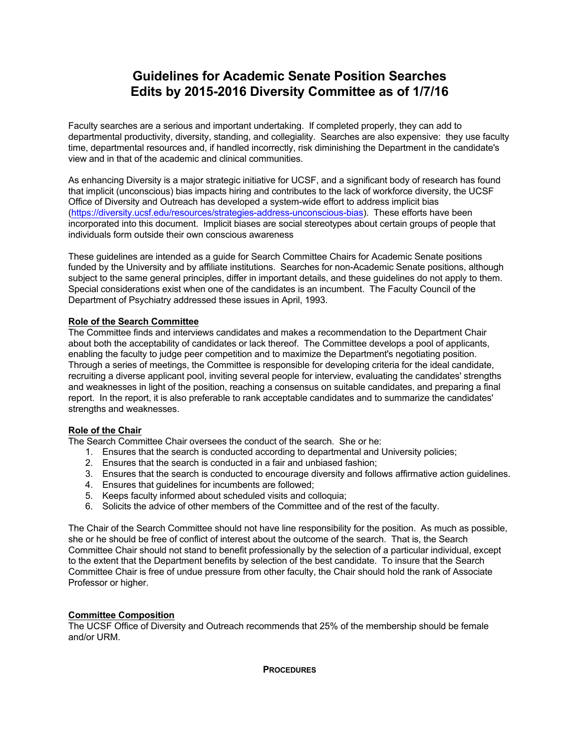# Guidelines for Academic Senate Position Searches
# Edits by 2015-2016 Diversity Committee as of 1/7/16

Faculty searches are a serious and important undertaking. If completed properly, they can add to departmental productivity, diversity, standing, and collegiality. Searches are also expensive: they use faculty time, departmental resources and, if handled incorrectly, risk diminishing the Department in the candidate's view and in that of the academic and clinical communities.

As enhancing Diversity is a major strategic initiative for UCSF, and a significant body of research has found that implicit (unconscious) bias impacts hiring and contributes to the lack of workforce diversity, the UCSF Office of Diversity and Outreach has developed a system-wide effort to address implicit bias (https://diversity.ucsf.edu/resources/strategies-address-unconscious-bias). These efforts have been incorporated into this document. Implicit biases are social stereotypes about certain groups of people that individuals form outside their own conscious awareness

These guidelines are intended as a guide for Search Committee Chairs for Academic Senate positions funded by the University and by affiliate institutions. Searches for non-Academic Senate positions, although subject to the same general principles, differ in important details, and these guidelines do not apply to them. Special considerations exist when one of the candidates is an incumbent. The Faculty Council of the Department of Psychiatry addressed these issues in April, 1993.

**Role of the Search Committee**

The Committee finds and interviews candidates and makes a recommendation to the Department Chair about both the acceptability of candidates or lack thereof. The Committee develops a pool of applicants, enabling the faculty to judge peer competition and to maximize the Department's negotiating position. Through a series of meetings, the Committee is responsible for developing criteria for the ideal candidate, recruiting a diverse applicant pool, inviting several people for interview, evaluating the candidates' strengths and weaknesses in light of the position, reaching a consensus on suitable candidates, and preparing a final report. In the report, it is also preferable to rank acceptable candidates and to summarize the candidates' strengths and weaknesses.

**Role of the Chair**

The Search Committee Chair oversees the conduct of the search. She or he:

1. Ensures that the search is conducted according to departmental and University policies;
2. Ensures that the search is conducted in a fair and unbiased fashion;
3. Ensures that the search is conducted to encourage diversity and follows affirmative action guidelines.
4. Ensures that guidelines for incumbents are followed;
5. Keeps faculty informed about scheduled visits and colloquia;
6. Solicits the advice of other members of the Committee and of the rest of the faculty.

The Chair of the Search Committee should not have line responsibility for the position. As much as possible, she or he should be free of conflict of interest about the outcome of the search. That is, the Search Committee Chair should not stand to benefit professionally by the selection of a particular individual, except to the extent that the Department benefits by selection of the best candidate. To insure that the Search Committee Chair is free of undue pressure from other faculty, the Chair should hold the rank of Associate Professor or higher.

**Committee Composition**

The UCSF Office of Diversity and Outreach recommends that 25% of the membership should be female and/or URM.

## PROCEDURES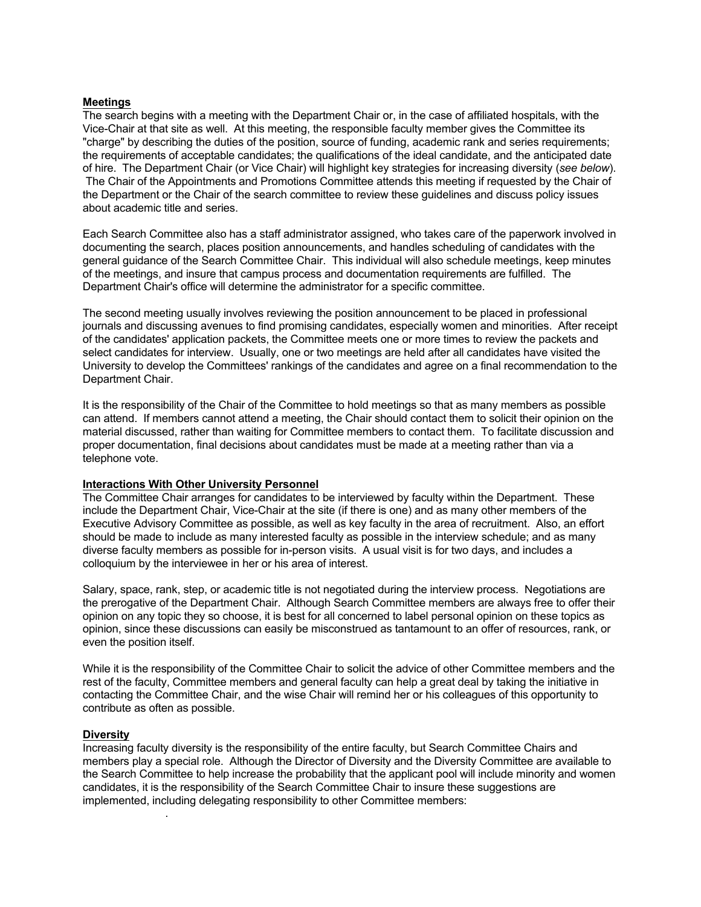**Meetings**

The search begins with a meeting with the Department Chair or, in the case of affiliated hospitals, with the Vice-Chair at that site as well. At this meeting, the responsible faculty member gives the Committee its "charge" by describing the duties of the position, source of funding, academic rank and series requirements; the requirements of acceptable candidates; the qualifications of the ideal candidate, and the anticipated date of hire. The Department Chair (or Vice Chair) will highlight key strategies for increasing diversity (*see below*). The Chair of the Appointments and Promotions Committee attends this meeting if requested by the Chair of the Department or the Chair of the search committee to review these guidelines and discuss policy issues about academic title and series.

Each Search Committee also has a staff administrator assigned, who takes care of the paperwork involved in documenting the search, places position announcements, and handles scheduling of candidates with the general guidance of the Search Committee Chair. This individual will also schedule meetings, keep minutes of the meetings, and insure that campus process and documentation requirements are fulfilled. The Department Chair's office will determine the administrator for a specific committee.

The second meeting usually involves reviewing the position announcement to be placed in professional journals and discussing avenues to find promising candidates, especially women and minorities. After receipt of the candidates' application packets, the Committee meets one or more times to review the packets and select candidates for interview. Usually, one or two meetings are held after all candidates have visited the University to develop the Committees' rankings of the candidates and agree on a final recommendation to the Department Chair.

It is the responsibility of the Chair of the Committee to hold meetings so that as many members as possible can attend. If members cannot attend a meeting, the Chair should contact them to solicit their opinion on the material discussed, rather than waiting for Committee members to contact them. To facilitate discussion and proper documentation, final decisions about candidates must be made at a meeting rather than via a telephone vote.

**Interactions With Other University Personnel**

The Committee Chair arranges for candidates to be interviewed by faculty within the Department. These include the Department Chair, Vice-Chair at the site (if there is one) and as many other members of the Executive Advisory Committee as possible, as well as key faculty in the area of recruitment. Also, an effort should be made to include as many interested faculty as possible in the interview schedule; and as many diverse faculty members as possible for in-person visits. A usual visit is for two days, and includes a colloquium by the interviewee in her or his area of interest.

Salary, space, rank, step, or academic title is not negotiated during the interview process. Negotiations are the prerogative of the Department Chair. Although Search Committee members are always free to offer their opinion on any topic they so choose, it is best for all concerned to label personal opinion on these topics as opinion, since these discussions can easily be misconstrued as tantamount to an offer of resources, rank, or even the position itself.

While it is the responsibility of the Committee Chair to solicit the advice of other Committee members and the rest of the faculty, Committee members and general faculty can help a great deal by taking the initiative in contacting the Committee Chair, and the wise Chair will remind her or his colleagues of this opportunity to contribute as often as possible.

**Diversity**

Increasing faculty diversity is the responsibility of the entire faculty, but Search Committee Chairs and members play a special role. Although the Director of Diversity and the Diversity Committee are available to the Search Committee to help increase the probability that the applicant pool will include minority and women candidates, it is the responsibility of the Search Committee Chair to insure these suggestions are implemented, including delegating responsibility to other Committee members: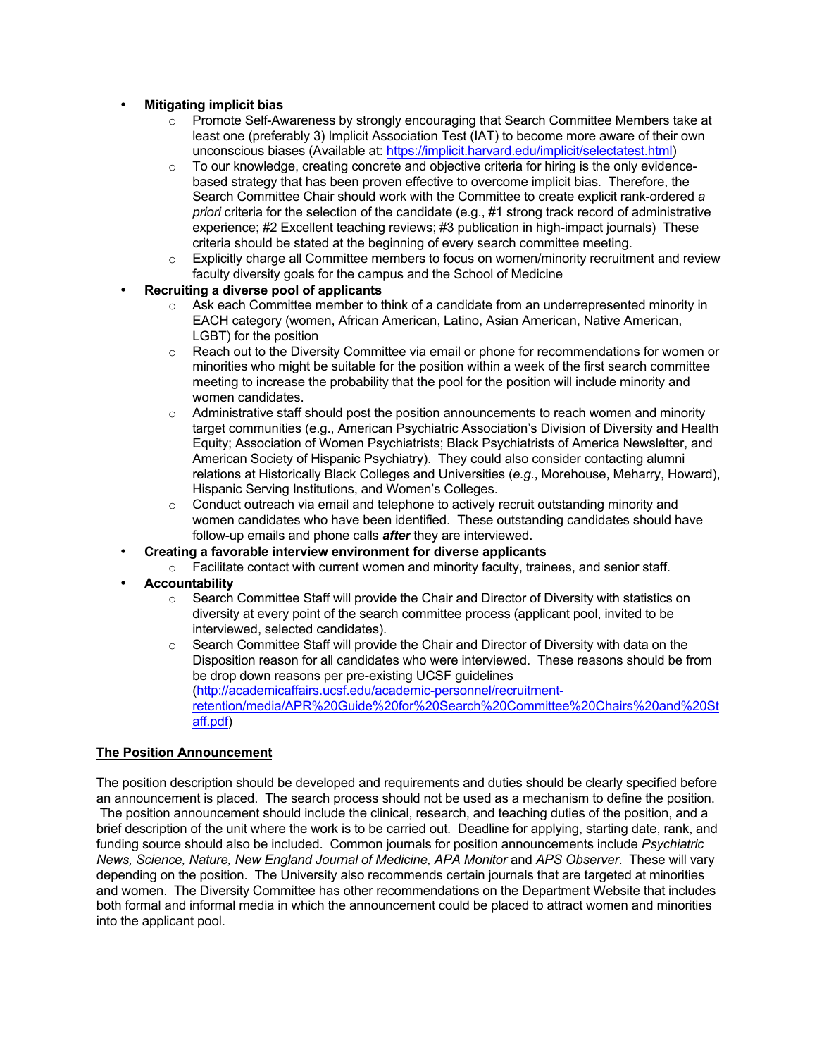- **Mitigating implicit bias**
    - Promote Self-Awareness by strongly encouraging that Search Committee Members take at least one (preferably 3) Implicit Association Test (IAT) to become more aware of their own unconscious biases (Available at: https://implicit.harvard.edu/implicit/selectatest.html)
    - To our knowledge, creating concrete and objective criteria for hiring is the only evidence-based strategy that has been proven effective to overcome implicit bias. Therefore, the Search Committee Chair should work with the Committee to create explicit rank-ordered *a priori* criteria for the selection of the candidate (e.g., #1 strong track record of administrative experience; #2 Excellent teaching reviews; #3 publication in high-impact journals) These criteria should be stated at the beginning of every search committee meeting.
    - Explicitly charge all Committee members to focus on women/minority recruitment and review faculty diversity goals for the campus and the School of Medicine
- **Recruiting a diverse pool of applicants**
    - Ask each Committee member to think of a candidate from an underrepresented minority in EACH category (women, African American, Latino, Asian American, Native American, LGBT) for the position
    - Reach out to the Diversity Committee via email or phone for recommendations for women or minorities who might be suitable for the position within a week of the first search committee meeting to increase the probability that the pool for the position will include minority and women candidates.
    - Administrative staff should post the position announcements to reach women and minority target communities (e.g., American Psychiatric Association's Division of Diversity and Health Equity; Association of Women Psychiatrists; Black Psychiatrists of America Newsletter, and American Society of Hispanic Psychiatry). They could also consider contacting alumni relations at Historically Black Colleges and Universities (*e.g.*, Morehouse, Meharry, Howard), Hispanic Serving Institutions, and Women's Colleges.
    - Conduct outreach via email and telephone to actively recruit outstanding minority and women candidates who have been identified. These outstanding candidates should have follow-up emails and phone calls ***after*** they are interviewed.
- **Creating a favorable interview environment for diverse applicants**
    - Facilitate contact with current women and minority faculty, trainees, and senior staff.
- **Accountability**
    - Search Committee Staff will provide the Chair and Director of Diversity with statistics on diversity at every point of the search committee process (applicant pool, invited to be interviewed, selected candidates).
    - Search Committee Staff will provide the Chair and Director of Diversity with data on the Disposition reason for all candidates who were interviewed. These reasons should be from be drop down reasons per pre-existing UCSF guidelines (http://academicaffairs.ucsf.edu/academic-personnel/recruitment-retention/media/APR%20Guide%20for%20Search%20Committee%20Chairs%20and%20Staff.pdf)

## The Position Announcement

The position description should be developed and requirements and duties should be clearly specified before an announcement is placed. The search process should not be used as a mechanism to define the position. The position announcement should include the clinical, research, and teaching duties of the position, and a brief description of the unit where the work is to be carried out. Deadline for applying, starting date, rank, and funding source should also be included. Common journals for position announcements include *Psychiatric News, Science, Nature, New England Journal of Medicine, APA Monitor* and *APS Observer*. These will vary depending on the position. The University also recommends certain journals that are targeted at minorities and women. The Diversity Committee has other recommendations on the Department Website that includes both formal and informal media in which the announcement could be placed to attract women and minorities into the applicant pool.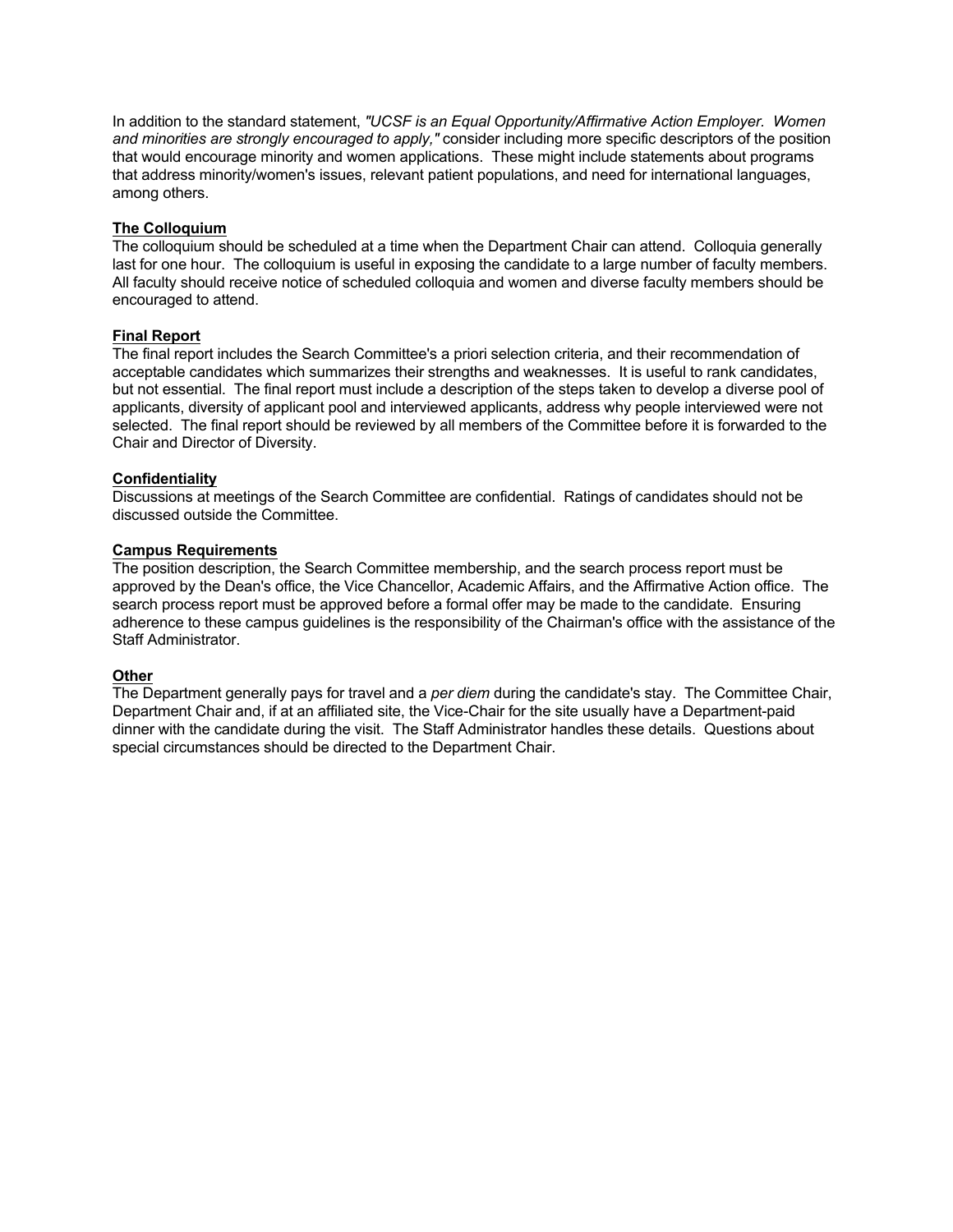In addition to the standard statement, *"UCSF is an Equal Opportunity/Affirmative Action Employer. Women and minorities are strongly encouraged to apply,"* consider including more specific descriptors of the position that would encourage minority and women applications. These might include statements about programs that address minority/women's issues, relevant patient populations, and need for international languages, among others.

**The Colloquium**

The colloquium should be scheduled at a time when the Department Chair can attend. Colloquia generally last for one hour. The colloquium is useful in exposing the candidate to a large number of faculty members. All faculty should receive notice of scheduled colloquia and women and diverse faculty members should be encouraged to attend.

**Final Report**

The final report includes the Search Committee's a priori selection criteria, and their recommendation of acceptable candidates which summarizes their strengths and weaknesses. It is useful to rank candidates, but not essential. The final report must include a description of the steps taken to develop a diverse pool of applicants, diversity of applicant pool and interviewed applicants, address why people interviewed were not selected. The final report should be reviewed by all members of the Committee before it is forwarded to the Chair and Director of Diversity.

**Confidentiality**

Discussions at meetings of the Search Committee are confidential. Ratings of candidates should not be discussed outside the Committee.

**Campus Requirements**

The position description, the Search Committee membership, and the search process report must be approved by the Dean's office, the Vice Chancellor, Academic Affairs, and the Affirmative Action office. The search process report must be approved before a formal offer may be made to the candidate. Ensuring adherence to these campus guidelines is the responsibility of the Chairman's office with the assistance of the Staff Administrator.

**Other**

The Department generally pays for travel and a *per diem* during the candidate's stay. The Committee Chair, Department Chair and, if at an affiliated site, the Vice-Chair for the site usually have a Department-paid dinner with the candidate during the visit. The Staff Administrator handles these details. Questions about special circumstances should be directed to the Department Chair.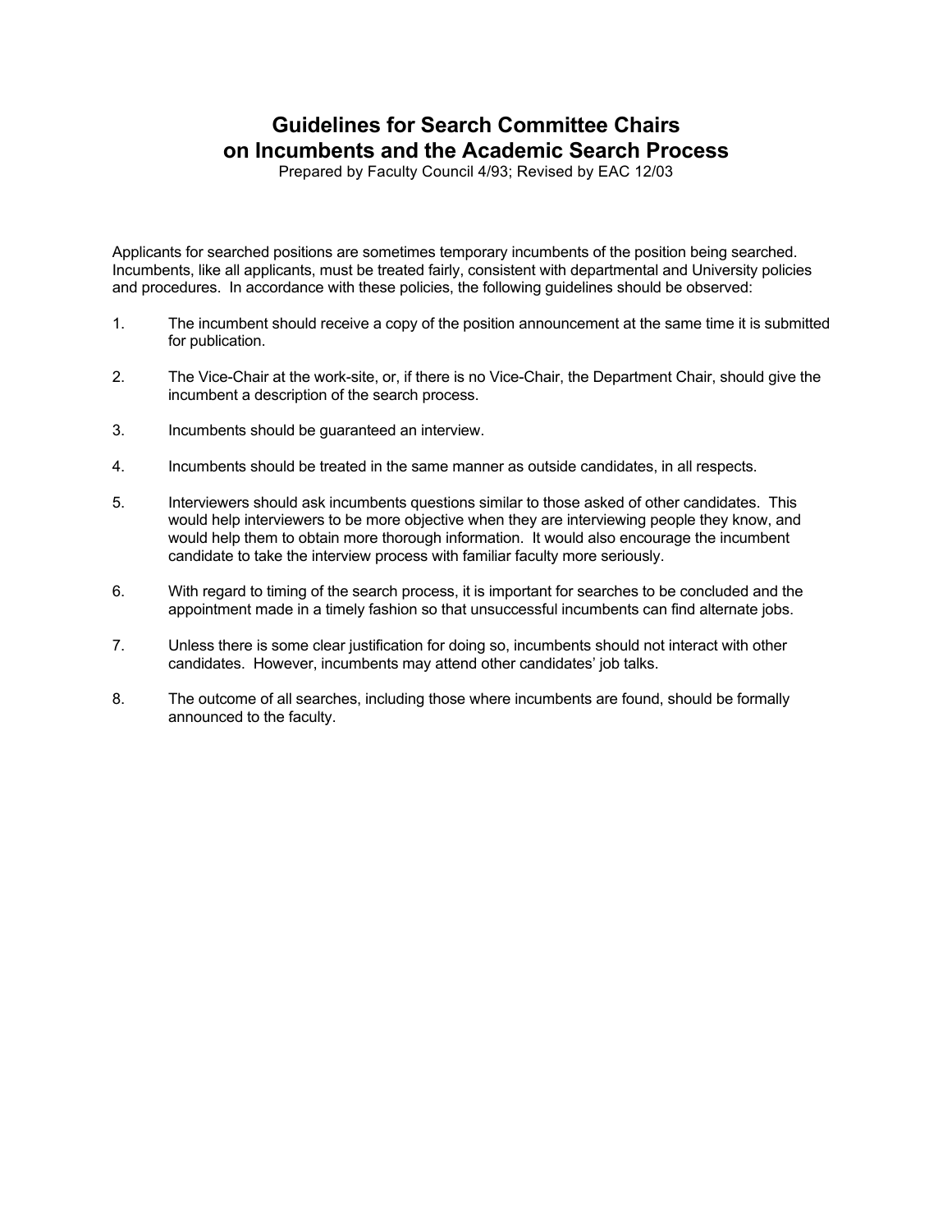# Guidelines for Search Committee Chairs on Incumbents and the Academic Search Process

Prepared by Faculty Council 4/93; Revised by EAC 12/03

Applicants for searched positions are sometimes temporary incumbents of the position being searched. Incumbents, like all applicants, must be treated fairly, consistent with departmental and University policies and procedures. In accordance with these policies, the following guidelines should be observed:

1. The incumbent should receive a copy of the position announcement at the same time it is submitted for publication.

2. The Vice-Chair at the work-site, or, if there is no Vice-Chair, the Department Chair, should give the incumbent a description of the search process.

3. Incumbents should be guaranteed an interview.

4. Incumbents should be treated in the same manner as outside candidates, in all respects.

5. Interviewers should ask incumbents questions similar to those asked of other candidates. This would help interviewers to be more objective when they are interviewing people they know, and would help them to obtain more thorough information. It would also encourage the incumbent candidate to take the interview process with familiar faculty more seriously.

6. With regard to timing of the search process, it is important for searches to be concluded and the appointment made in a timely fashion so that unsuccessful incumbents can find alternate jobs.

7. Unless there is some clear justification for doing so, incumbents should not interact with other candidates. However, incumbents may attend other candidates' job talks.

8. The outcome of all searches, including those where incumbents are found, should be formally announced to the faculty.